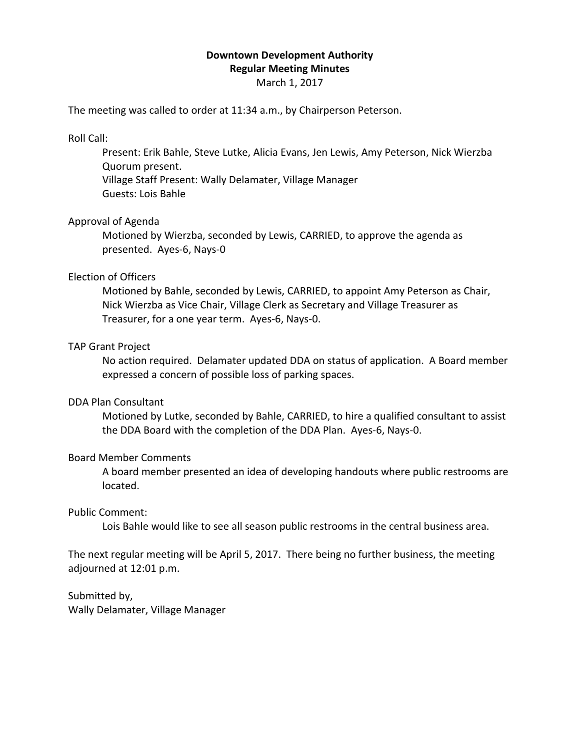**Downtown Development Authority**
**Regular Meeting Minutes**
March 1, 2017

The meeting was called to order at 11:34 a.m., by Chairperson Peterson.

Roll Call:

Present: Erik Bahle, Steve Lutke, Alicia Evans, Jen Lewis, Amy Peterson, Nick Wierzba
Quorum present.
Village Staff Present: Wally Delamater, Village Manager
Guests: Lois Bahle

Approval of Agenda

Motioned by Wierzba, seconded by Lewis, CARRIED, to approve the agenda as presented. Ayes-6, Nays-0

Election of Officers

Motioned by Bahle, seconded by Lewis, CARRIED, to appoint Amy Peterson as Chair, Nick Wierzba as Vice Chair, Village Clerk as Secretary and Village Treasurer as Treasurer, for a one year term. Ayes-6, Nays-0.

TAP Grant Project

No action required. Delamater updated DDA on status of application. A Board member expressed a concern of possible loss of parking spaces.

DDA Plan Consultant

Motioned by Lutke, seconded by Bahle, CARRIED, to hire a qualified consultant to assist the DDA Board with the completion of the DDA Plan. Ayes-6, Nays-0.

Board Member Comments

A board member presented an idea of developing handouts where public restrooms are located.

Public Comment:

Lois Bahle would like to see all season public restrooms in the central business area.

The next regular meeting will be April 5, 2017. There being no further business, the meeting adjourned at 12:01 p.m.

Submitted by,
Wally Delamater, Village Manager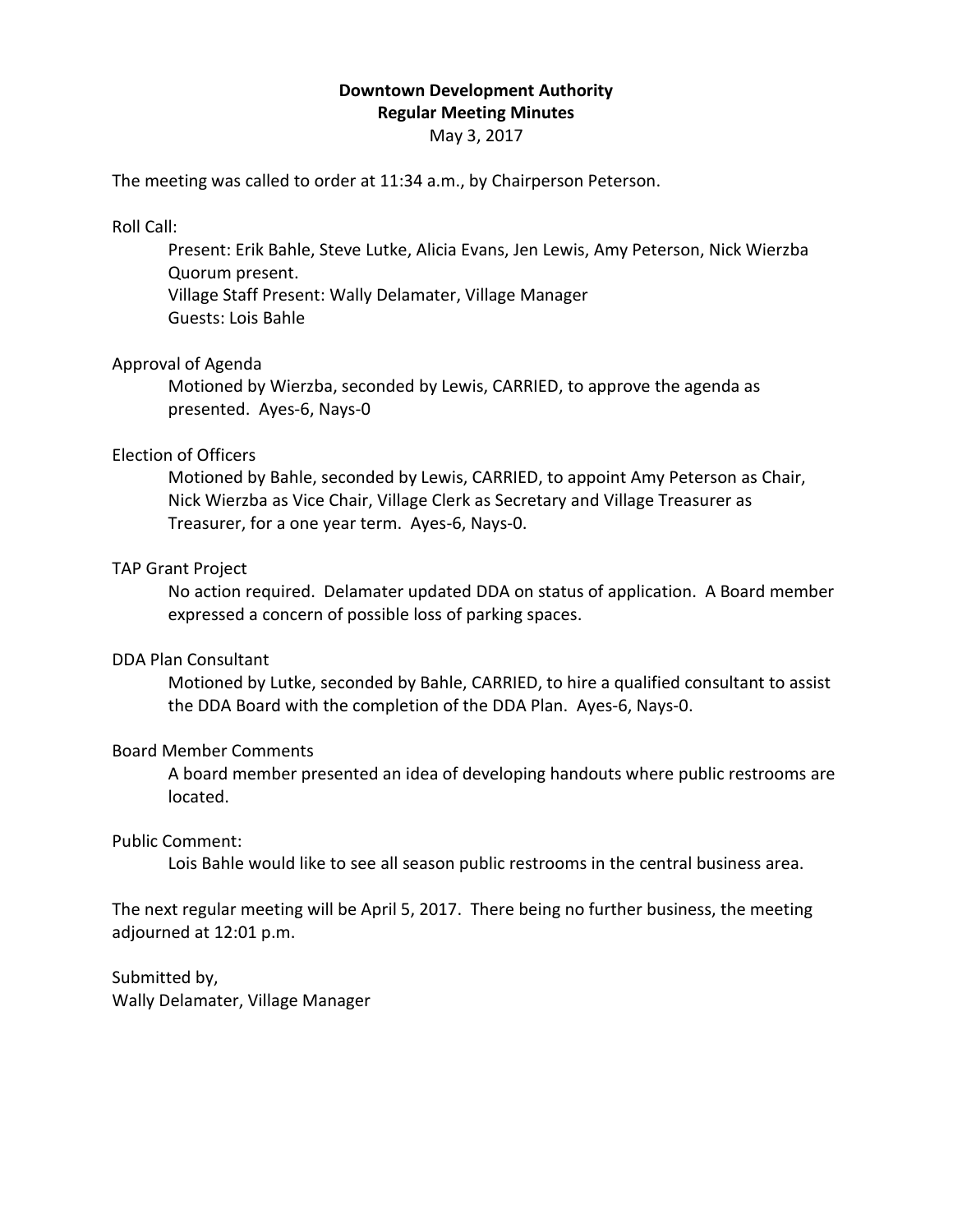**Downtown Development Authority**
**Regular Meeting Minutes**
May 3, 2017

The meeting was called to order at 11:34 a.m., by Chairperson Peterson.

Roll Call:

Present: Erik Bahle, Steve Lutke, Alicia Evans, Jen Lewis, Amy Peterson, Nick Wierzba
Quorum present.
Village Staff Present: Wally Delamater, Village Manager
Guests: Lois Bahle

Approval of Agenda

Motioned by Wierzba, seconded by Lewis, CARRIED, to approve the agenda as presented. Ayes-6, Nays-0

Election of Officers

Motioned by Bahle, seconded by Lewis, CARRIED, to appoint Amy Peterson as Chair, Nick Wierzba as Vice Chair, Village Clerk as Secretary and Village Treasurer as Treasurer, for a one year term. Ayes-6, Nays-0.

TAP Grant Project

No action required. Delamater updated DDA on status of application. A Board member expressed a concern of possible loss of parking spaces.

DDA Plan Consultant

Motioned by Lutke, seconded by Bahle, CARRIED, to hire a qualified consultant to assist the DDA Board with the completion of the DDA Plan. Ayes-6, Nays-0.

Board Member Comments

A board member presented an idea of developing handouts where public restrooms are located.

Public Comment:

Lois Bahle would like to see all season public restrooms in the central business area.

The next regular meeting will be April 5, 2017. There being no further business, the meeting adjourned at 12:01 p.m.

Submitted by,
Wally Delamater, Village Manager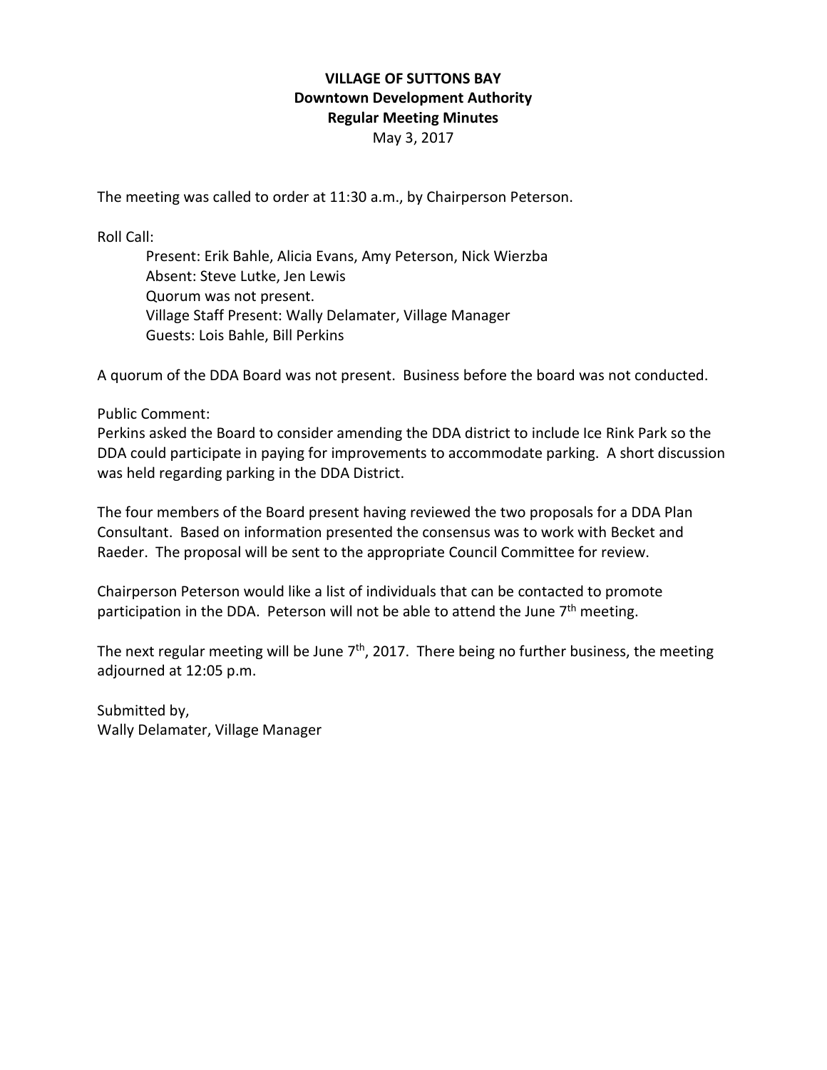**VILLAGE OF SUTTONS BAY**
**Downtown Development Authority**
**Regular Meeting Minutes**
May 3, 2017

The meeting was called to order at 11:30 a.m., by Chairperson Peterson.

Roll Call:

Present: Erik Bahle, Alicia Evans, Amy Peterson, Nick Wierzba
Absent: Steve Lutke, Jen Lewis
Quorum was not present.
Village Staff Present: Wally Delamater, Village Manager
Guests: Lois Bahle, Bill Perkins

A quorum of the DDA Board was not present. Business before the board was not conducted.

Public Comment:
Perkins asked the Board to consider amending the DDA district to include Ice Rink Park so the DDA could participate in paying for improvements to accommodate parking. A short discussion was held regarding parking in the DDA District.

The four members of the Board present having reviewed the two proposals for a DDA Plan Consultant. Based on information presented the consensus was to work with Becket and Raeder. The proposal will be sent to the appropriate Council Committee for review.

Chairperson Peterson would like a list of individuals that can be contacted to promote participation in the DDA. Peterson will not be able to attend the June 7th meeting.

The next regular meeting will be June 7th, 2017. There being no further business, the meeting adjourned at 12:05 p.m.

Submitted by,
Wally Delamater, Village Manager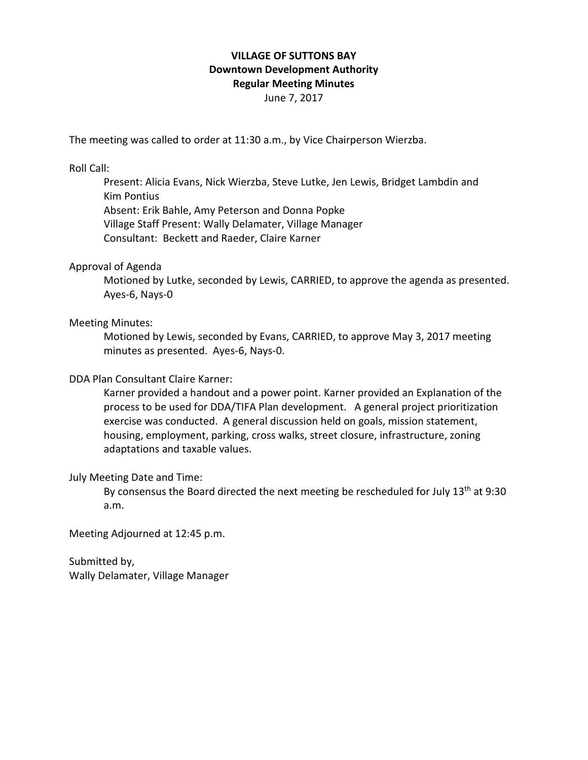**VILLAGE OF SUTTONS BAY**
**Downtown Development Authority**
**Regular Meeting Minutes**
June 7, 2017

The meeting was called to order at 11:30 a.m., by Vice Chairperson Wierzba.

Roll Call:

> Present: Alicia Evans, Nick Wierzba, Steve Lutke, Jen Lewis, Bridget Lambdin and Kim Pontius
> Absent: Erik Bahle, Amy Peterson and Donna Popke
> Village Staff Present: Wally Delamater, Village Manager
> Consultant: Beckett and Raeder, Claire Karner

Approval of Agenda

> Motioned by Lutke, seconded by Lewis, CARRIED, to approve the agenda as presented. Ayes-6, Nays-0

Meeting Minutes:

> Motioned by Lewis, seconded by Evans, CARRIED, to approve May 3, 2017 meeting minutes as presented. Ayes-6, Nays-0.

DDA Plan Consultant Claire Karner:

> Karner provided a handout and a power point. Karner provided an Explanation of the process to be used for DDA/TIFA Plan development. A general project prioritization exercise was conducted. A general discussion held on goals, mission statement, housing, employment, parking, cross walks, street closure, infrastructure, zoning adaptations and taxable values.

July Meeting Date and Time:

> By consensus the Board directed the next meeting be rescheduled for July 13th at 9:30 a.m.

Meeting Adjourned at 12:45 p.m.

Submitted by,
Wally Delamater, Village Manager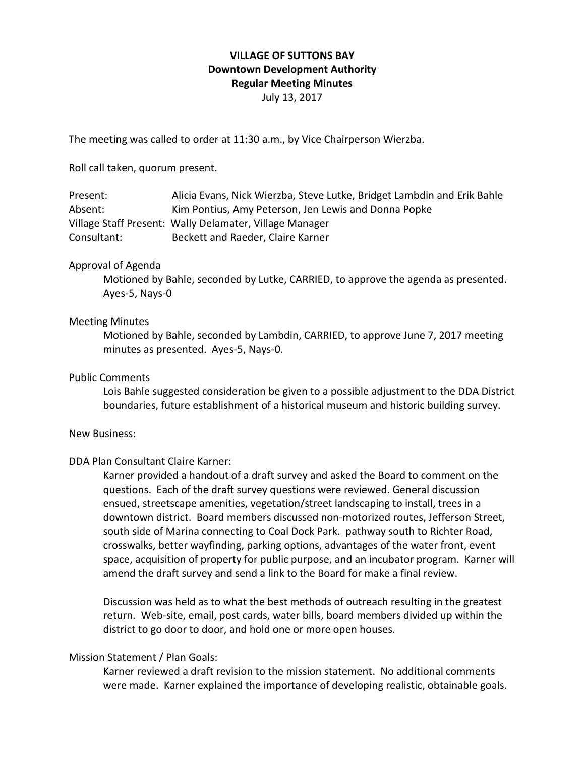**VILLAGE OF SUTTONS BAY**
**Downtown Development Authority**
**Regular Meeting Minutes**
July 13, 2017

The meeting was called to order at 11:30 a.m., by Vice Chairperson Wierzba.

Roll call taken, quorum present.

Present: Alicia Evans, Nick Wierzba, Steve Lutke, Bridget Lambdin and Erik Bahle
Absent: Kim Pontius, Amy Peterson, Jen Lewis and Donna Popke
Village Staff Present: Wally Delamater, Village Manager
Consultant: Beckett and Raeder, Claire Karner

Approval of Agenda

Motioned by Bahle, seconded by Lutke, CARRIED, to approve the agenda as presented. Ayes-5, Nays-0

Meeting Minutes

Motioned by Bahle, seconded by Lambdin, CARRIED, to approve June 7, 2017 meeting minutes as presented. Ayes-5, Nays-0.

Public Comments

Lois Bahle suggested consideration be given to a possible adjustment to the DDA District boundaries, future establishment of a historical museum and historic building survey.

New Business:

DDA Plan Consultant Claire Karner:

Karner provided a handout of a draft survey and asked the Board to comment on the questions. Each of the draft survey questions were reviewed. General discussion ensued, streetscape amenities, vegetation/street landscaping to install, trees in a downtown district. Board members discussed non-motorized routes, Jefferson Street, south side of Marina connecting to Coal Dock Park. pathway south to Richter Road, crosswalks, better wayfinding, parking options, advantages of the water front, event space, acquisition of property for public purpose, and an incubator program. Karner will amend the draft survey and send a link to the Board for make a final review.

Discussion was held as to what the best methods of outreach resulting in the greatest return. Web-site, email, post cards, water bills, board members divided up within the district to go door to door, and hold one or more open houses.

Mission Statement / Plan Goals:

Karner reviewed a draft revision to the mission statement. No additional comments were made. Karner explained the importance of developing realistic, obtainable goals.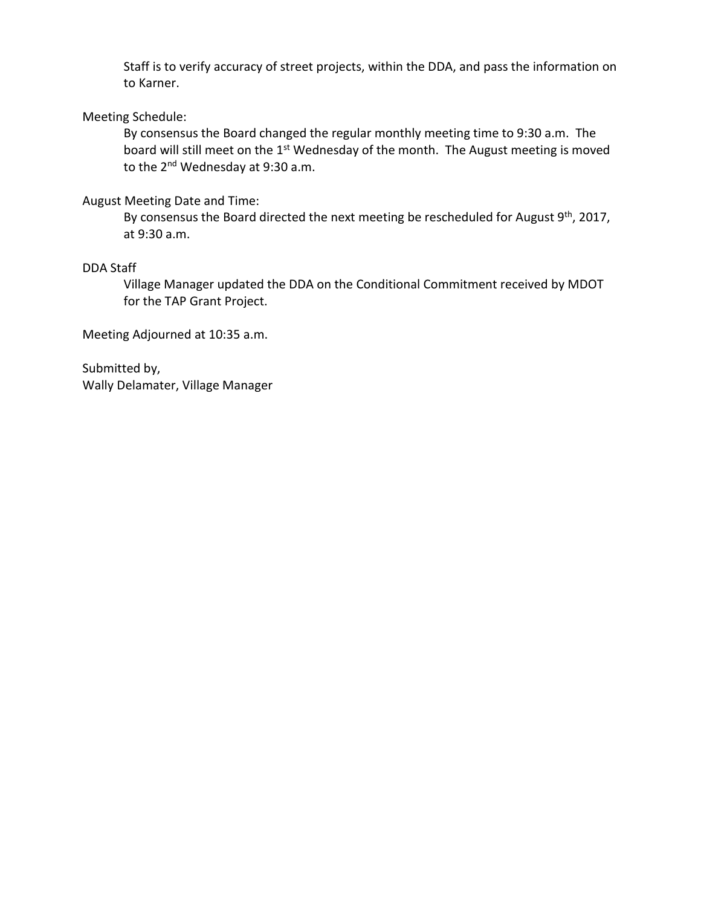Staff is to verify accuracy of street projects, within the DDA, and pass the information on to Karner.

Meeting Schedule:

By consensus the Board changed the regular monthly meeting time to 9:30 a.m. The board will still meet on the 1st Wednesday of the month. The August meeting is moved to the 2nd Wednesday at 9:30 a.m.

August Meeting Date and Time:

By consensus the Board directed the next meeting be rescheduled for August 9th, 2017, at 9:30 a.m.

DDA Staff

Village Manager updated the DDA on the Conditional Commitment received by MDOT for the TAP Grant Project.

Meeting Adjourned at 10:35 a.m.

Submitted by,
Wally Delamater, Village Manager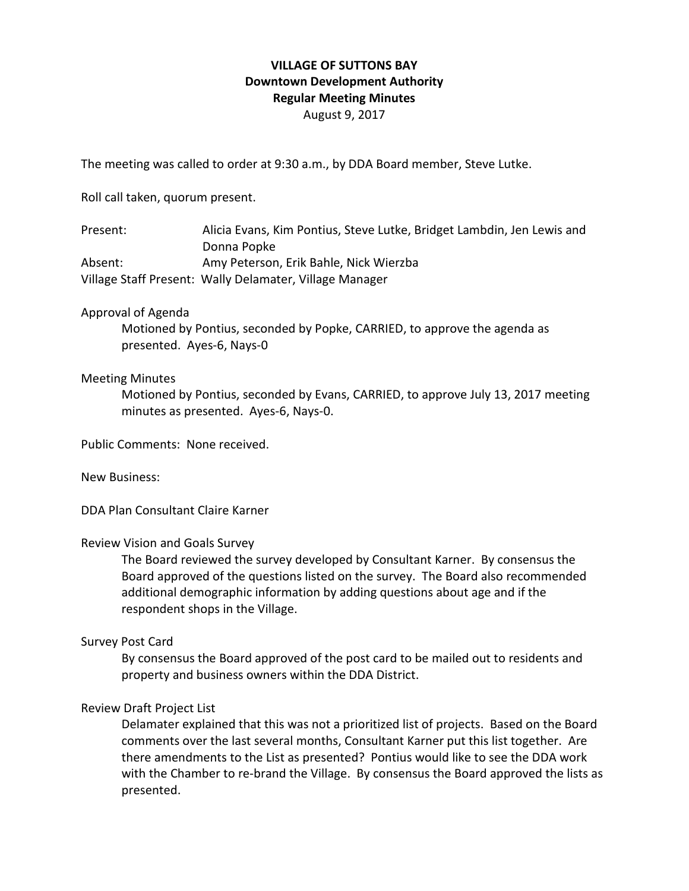**VILLAGE OF SUTTONS BAY**
**Downtown Development Authority**
**Regular Meeting Minutes**
August 9, 2017

The meeting was called to order at 9:30 a.m., by DDA Board member, Steve Lutke.

Roll call taken, quorum present.

Present: Alicia Evans, Kim Pontius, Steve Lutke, Bridget Lambdin, Jen Lewis and Donna Popke
Absent: Amy Peterson, Erik Bahle, Nick Wierzba
Village Staff Present: Wally Delamater, Village Manager

Approval of Agenda

Motioned by Pontius, seconded by Popke, CARRIED, to approve the agenda as presented. Ayes-6, Nays-0

Meeting Minutes

Motioned by Pontius, seconded by Evans, CARRIED, to approve July 13, 2017 meeting minutes as presented. Ayes-6, Nays-0.

Public Comments: None received.

New Business:

DDA Plan Consultant Claire Karner

Review Vision and Goals Survey

The Board reviewed the survey developed by Consultant Karner. By consensus the Board approved of the questions listed on the survey. The Board also recommended additional demographic information by adding questions about age and if the respondent shops in the Village.

Survey Post Card

By consensus the Board approved of the post card to be mailed out to residents and property and business owners within the DDA District.

Review Draft Project List

Delamater explained that this was not a prioritized list of projects. Based on the Board comments over the last several months, Consultant Karner put this list together. Are there amendments to the List as presented? Pontius would like to see the DDA work with the Chamber to re-brand the Village. By consensus the Board approved the lists as presented.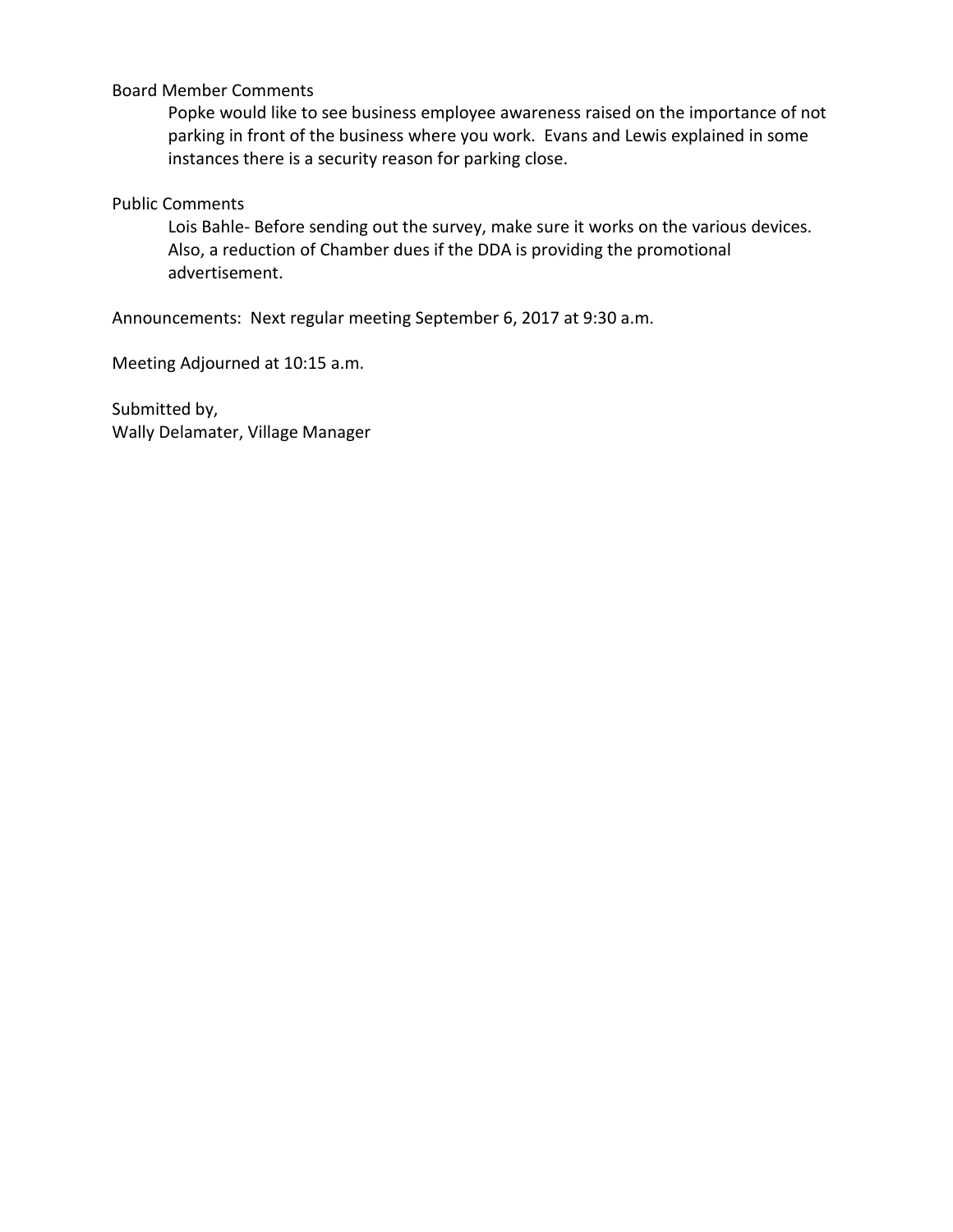Board Member Comments

Popke would like to see business employee awareness raised on the importance of not parking in front of the business where you work. Evans and Lewis explained in some instances there is a security reason for parking close.

Public Comments

Lois Bahle- Before sending out the survey, make sure it works on the various devices. Also, a reduction of Chamber dues if the DDA is providing the promotional advertisement.

Announcements: Next regular meeting September 6, 2017 at 9:30 a.m.

Meeting Adjourned at 10:15 a.m.

Submitted by,
Wally Delamater, Village Manager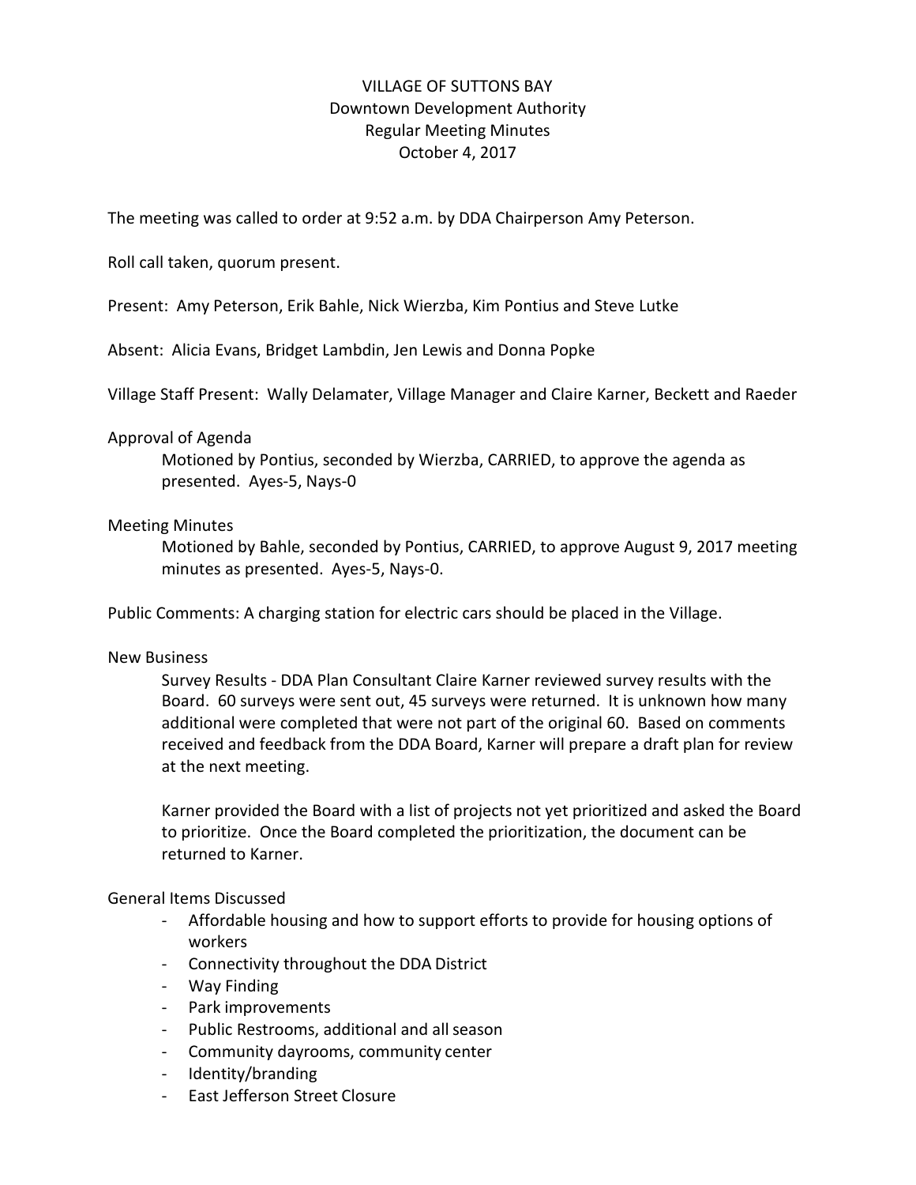VILLAGE OF SUTTONS BAY
Downtown Development Authority
Regular Meeting Minutes
October 4, 2017

The meeting was called to order at 9:52 a.m. by DDA Chairperson Amy Peterson.

Roll call taken, quorum present.

Present: Amy Peterson, Erik Bahle, Nick Wierzba, Kim Pontius and Steve Lutke

Absent: Alicia Evans, Bridget Lambdin, Jen Lewis and Donna Popke

Village Staff Present: Wally Delamater, Village Manager and Claire Karner, Beckett and Raeder

Approval of Agenda

Motioned by Pontius, seconded by Wierzba, CARRIED, to approve the agenda as presented. Ayes-5, Nays-0

Meeting Minutes

Motioned by Bahle, seconded by Pontius, CARRIED, to approve August 9, 2017 meeting minutes as presented. Ayes-5, Nays-0.

Public Comments: A charging station for electric cars should be placed in the Village.

New Business

Survey Results - DDA Plan Consultant Claire Karner reviewed survey results with the Board. 60 surveys were sent out, 45 surveys were returned. It is unknown how many additional were completed that were not part of the original 60. Based on comments received and feedback from the DDA Board, Karner will prepare a draft plan for review at the next meeting.

Karner provided the Board with a list of projects not yet prioritized and asked the Board to prioritize. Once the Board completed the prioritization, the document can be returned to Karner.

General Items Discussed

- Affordable housing and how to support efforts to provide for housing options of workers
- Connectivity throughout the DDA District
- Way Finding
- Park improvements
- Public Restrooms, additional and all season
- Community dayrooms, community center
- Identity/branding
- East Jefferson Street Closure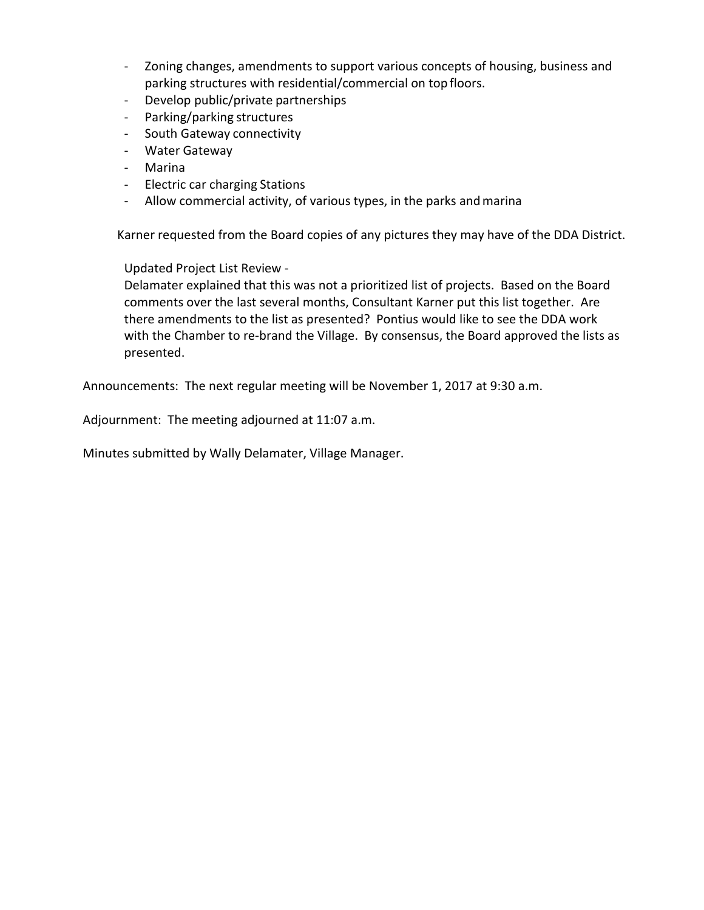- Zoning changes, amendments to support various concepts of housing, business and parking structures with residential/commercial on top floors.
- Develop public/private partnerships
- Parking/parking structures
- South Gateway connectivity
- Water Gateway
- Marina
- Electric car charging Stations
- Allow commercial activity, of various types, in the parks and marina

Karner requested from the Board copies of any pictures they may have of the DDA District.

Updated Project List Review -
Delamater explained that this was not a prioritized list of projects. Based on the Board comments over the last several months, Consultant Karner put this list together. Are there amendments to the list as presented? Pontius would like to see the DDA work with the Chamber to re-brand the Village. By consensus, the Board approved the lists as presented.

Announcements: The next regular meeting will be November 1, 2017 at 9:30 a.m.

Adjournment: The meeting adjourned at 11:07 a.m.

Minutes submitted by Wally Delamater, Village Manager.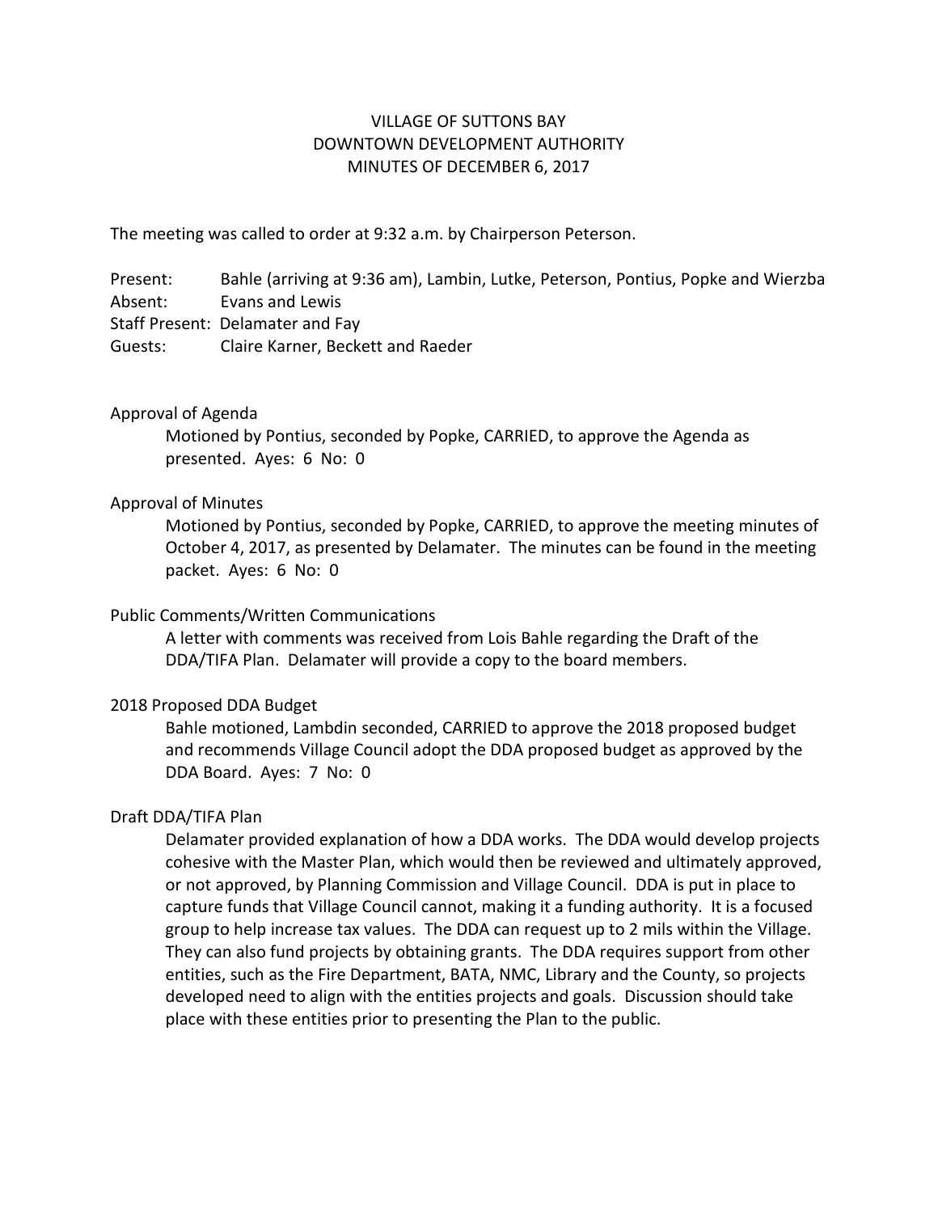VILLAGE OF SUTTONS BAY
DOWNTOWN DEVELOPMENT AUTHORITY
MINUTES OF DECEMBER 6, 2017

The meeting was called to order at 9:32 a.m. by Chairperson Peterson.

Present: Bahle (arriving at 9:36 am), Lambin, Lutke, Peterson, Pontius, Popke and Wierzba
Absent: Evans and Lewis
Staff Present: Delamater and Fay
Guests: Claire Karner, Beckett and Raeder

Approval of Agenda

Motioned by Pontius, seconded by Popke, CARRIED, to approve the Agenda as presented. Ayes: 6 No: 0

Approval of Minutes

Motioned by Pontius, seconded by Popke, CARRIED, to approve the meeting minutes of October 4, 2017, as presented by Delamater. The minutes can be found in the meeting packet. Ayes: 6 No: 0

Public Comments/Written Communications

A letter with comments was received from Lois Bahle regarding the Draft of the DDA/TIFA Plan. Delamater will provide a copy to the board members.

2018 Proposed DDA Budget

Bahle motioned, Lambdin seconded, CARRIED to approve the 2018 proposed budget and recommends Village Council adopt the DDA proposed budget as approved by the DDA Board. Ayes: 7 No: 0

Draft DDA/TIFA Plan

Delamater provided explanation of how a DDA works. The DDA would develop projects cohesive with the Master Plan, which would then be reviewed and ultimately approved, or not approved, by Planning Commission and Village Council. DDA is put in place to capture funds that Village Council cannot, making it a funding authority. It is a focused group to help increase tax values. The DDA can request up to 2 mils within the Village. They can also fund projects by obtaining grants. The DDA requires support from other entities, such as the Fire Department, BATA, NMC, Library and the County, so projects developed need to align with the entities projects and goals. Discussion should take place with these entities prior to presenting the Plan to the public.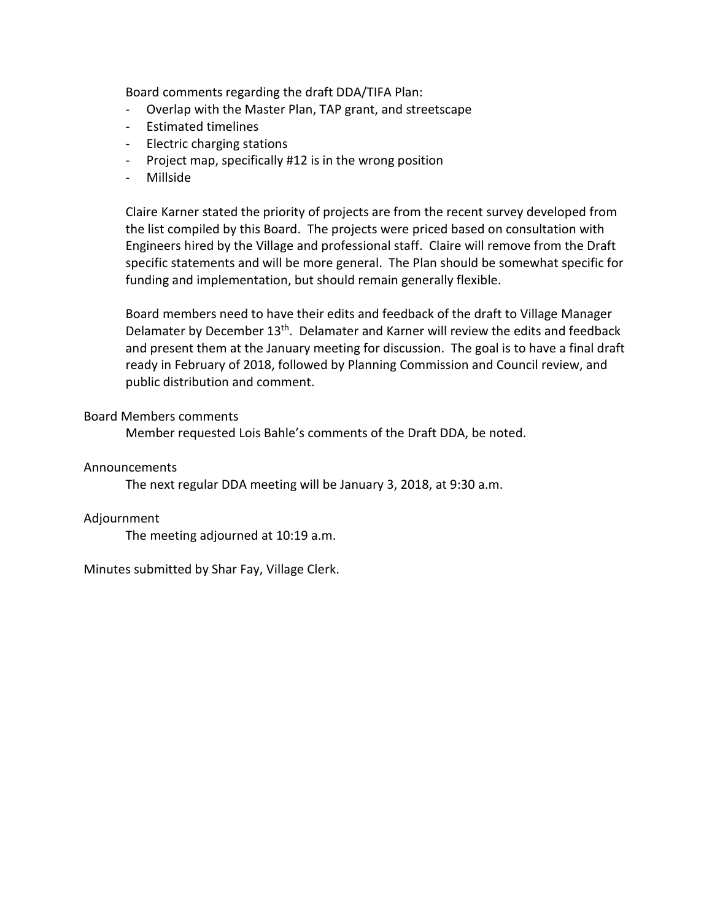Board comments regarding the draft DDA/TIFA Plan:

- Overlap with the Master Plan, TAP grant, and streetscape
- Estimated timelines
- Electric charging stations
- Project map, specifically #12 is in the wrong position
- Millside

Claire Karner stated the priority of projects are from the recent survey developed from the list compiled by this Board. The projects were priced based on consultation with Engineers hired by the Village and professional staff. Claire will remove from the Draft specific statements and will be more general. The Plan should be somewhat specific for funding and implementation, but should remain generally flexible.

Board members need to have their edits and feedback of the draft to Village Manager Delamater by December 13th. Delamater and Karner will review the edits and feedback and present them at the January meeting for discussion. The goal is to have a final draft ready in February of 2018, followed by Planning Commission and Council review, and public distribution and comment.

Board Members comments

Member requested Lois Bahle's comments of the Draft DDA, be noted.

Announcements

The next regular DDA meeting will be January 3, 2018, at 9:30 a.m.

Adjournment

The meeting adjourned at 10:19 a.m.

Minutes submitted by Shar Fay, Village Clerk.